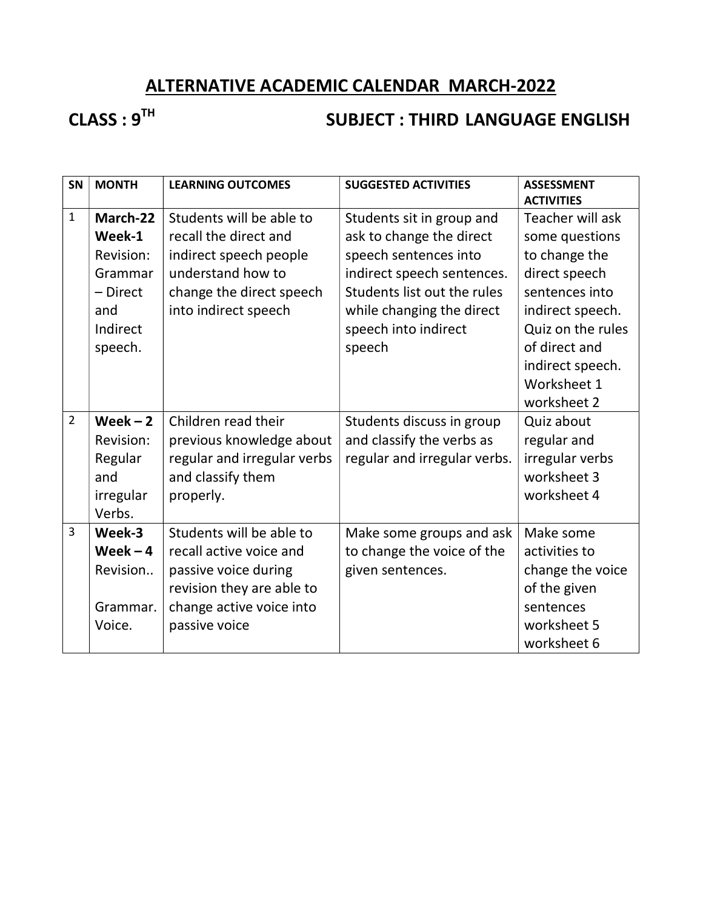# ALTERNATIVE ACADEMIC CALENDAR MARCH-2022

**CLASS : 9TH** **SUBJECT : THIRD LANGUAGE ENGLISH**

| SN | MONTH | LEARNING OUTCOMES | SUGGESTED ACTIVITIES | ASSESSMENT ACTIVITIES |
|---|---|---|---|---|
| 1 | **March-22 Week-1** Revision: Grammar – Direct and Indirect speech. | Students will be able to recall the direct and indirect speech people understand how to change the direct speech into indirect speech | Students sit in group and ask to change the direct speech sentences into indirect speech sentences. Students list out the rules while changing the direct speech into indirect speech | Teacher will ask some questions to change the direct speech sentences into indirect speech. Quiz on the rules of direct and indirect speech. Worksheet 1 worksheet 2 |
| 2 | **Week – 2** Revision: Regular and irregular Verbs. | Children read their previous knowledge about regular and irregular verbs and classify them properly. | Students discuss in group and classify the verbs as regular and irregular verbs. | Quiz about regular and irregular verbs worksheet 3 worksheet 4 |
| 3 | **Week-3 Week – 4** Revision.. Grammar. Voice. | Students will be able to recall active voice and passive voice during revision they are able to change active voice into passive voice | Make some groups and ask to change the voice of the given sentences. | Make some activities to change the voice of the given sentences worksheet 5 worksheet 6 |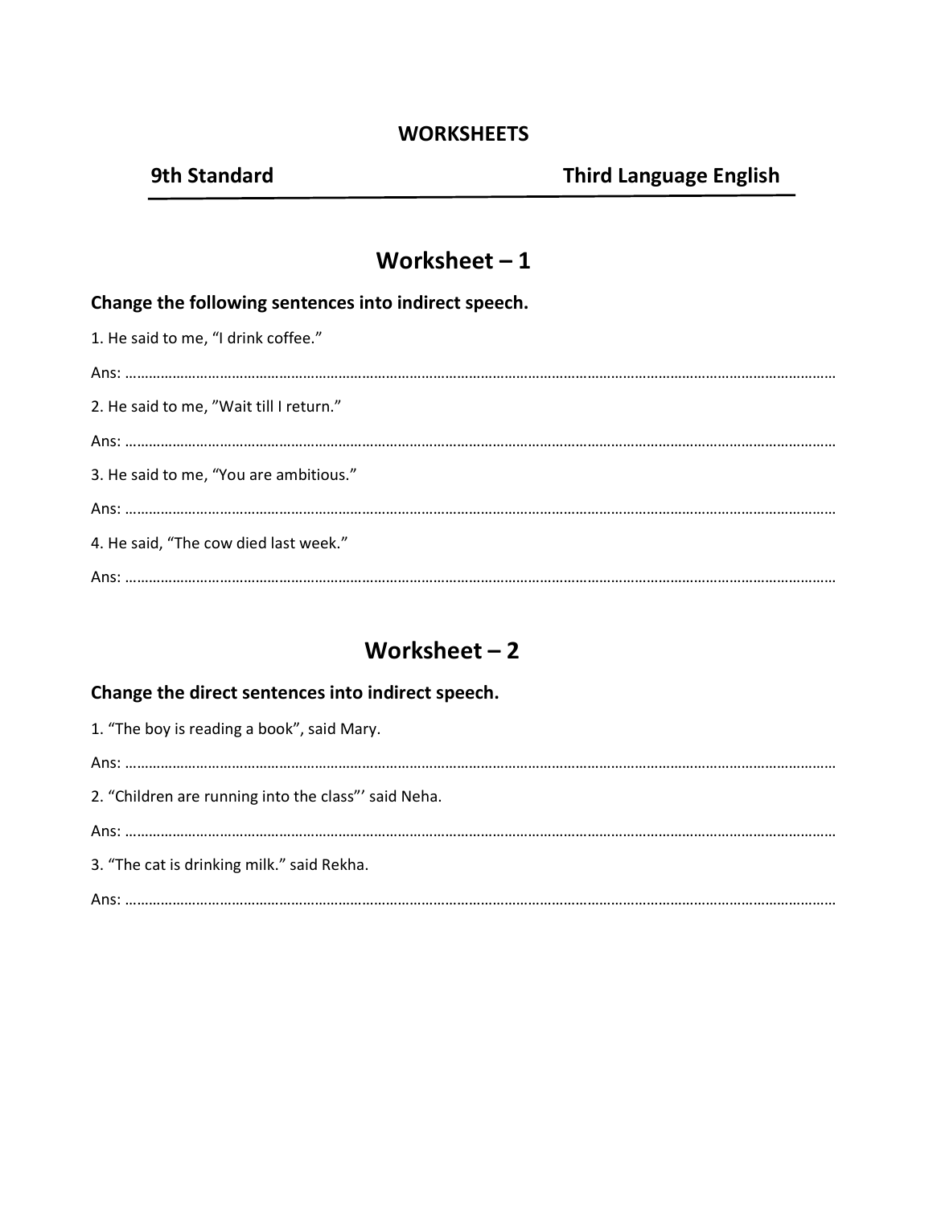**WORKSHEETS**

**9th Standard** **Third Language English**

## Worksheet – 1

### Change the following sentences into indirect speech.

1. He said to me, "I drink coffee."

Ans: ……………………………………………………………………………………………………………………………………………………

2. He said to me, "Wait till I return."

Ans: ……………………………………………………………………………………………………………………………………………………

3. He said to me, "You are ambitious."

Ans: ……………………………………………………………………………………………………………………………………………………

4. He said, "The cow died last week."

Ans: ……………………………………………………………………………………………………………………………………………………

## Worksheet – 2

### Change the direct sentences into indirect speech.

1. "The boy is reading a book", said Mary.

Ans: ……………………………………………………………………………………………………………………………………………………

2. "Children are running into the class"' said Neha.

Ans: ……………………………………………………………………………………………………………………………………………………

3. "The cat is drinking milk." said Rekha.

Ans: ……………………………………………………………………………………………………………………………………………………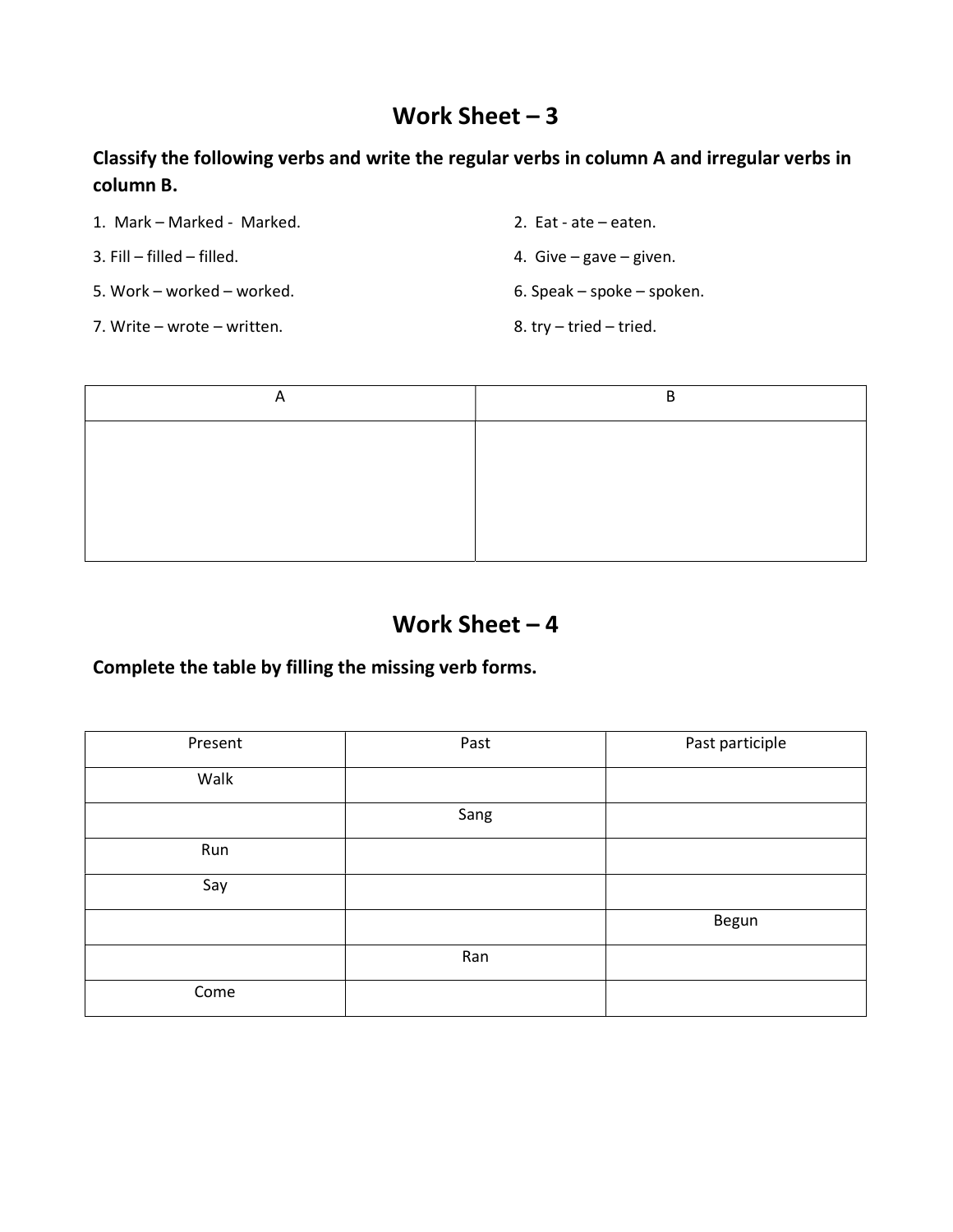## Work Sheet – 3

**Classify the following verbs and write the regular verbs in column A and irregular verbs in column B.**

1. Mark – Marked - Marked.
2. Eat - ate – eaten.
3. Fill – filled – filled.
4. Give – gave – given.
5. Work – worked – worked.
6. Speak – spoke – spoken.
7. Write – wrote – written.
8. try – tried – tried.

| A | B |
|---|---|
| | |

## Work Sheet – 4

**Complete the table by filling the missing verb forms.**

| Present | Past | Past participle |
|---|---|---|
| Walk | | |
| | Sang | |
| Run | | |
| Say | | |
| | | Begun |
| | Ran | |
| Come | | |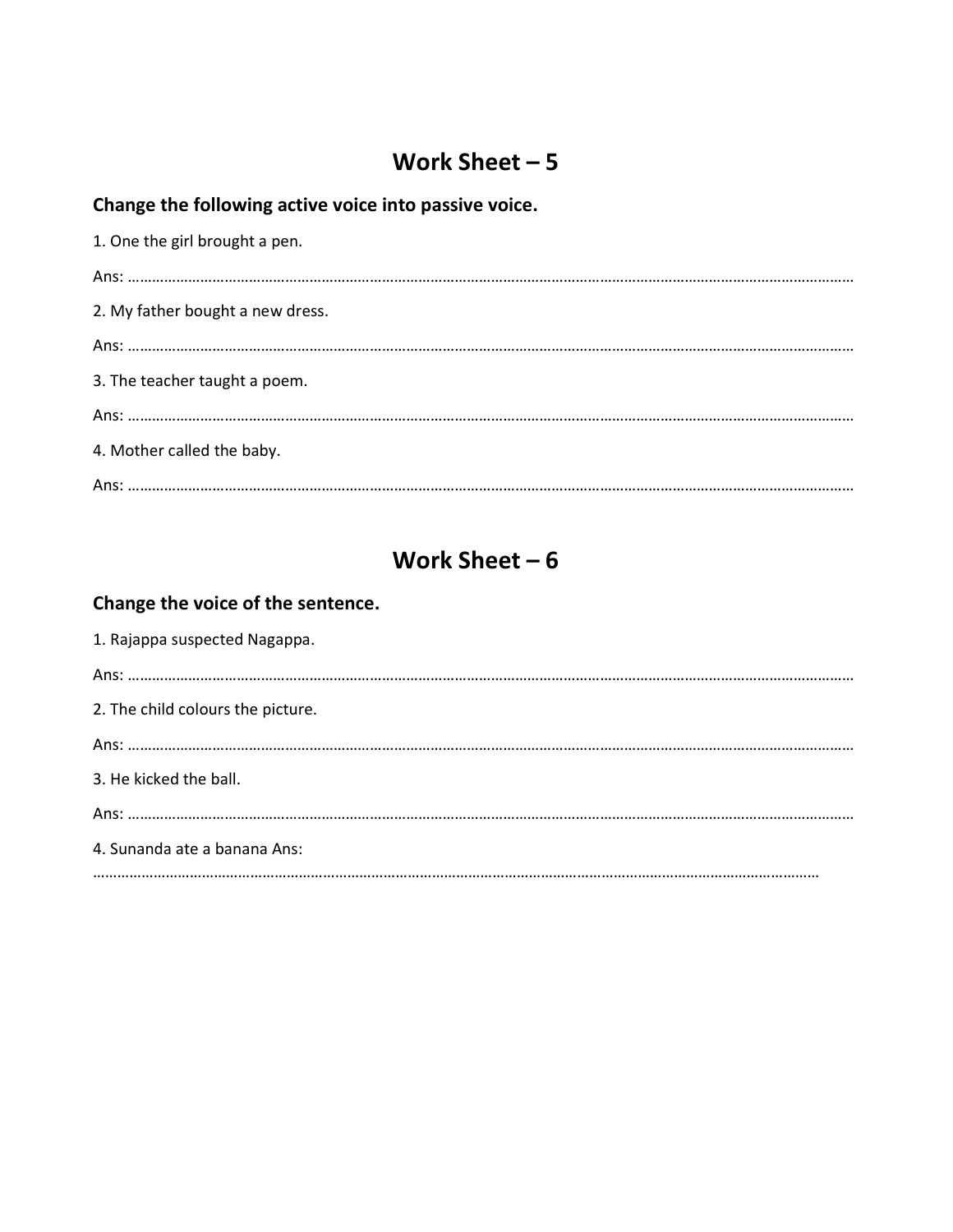# Work Sheet – 5

### Change the following active voice into passive voice.

1. One the girl brought a pen.

Ans: ……………………………………………………………………………………………………………………………………………………

2. My father bought a new dress.

Ans: ……………………………………………………………………………………………………………………………………………………

3. The teacher taught a poem.

Ans: ……………………………………………………………………………………………………………………………………………………

4. Mother called the baby.

Ans: ……………………………………………………………………………………………………………………………………………………

# Work Sheet – 6

### Change the voice of the sentence.

1. Rajappa suspected Nagappa.

Ans: ……………………………………………………………………………………………………………………………………………………

2. The child colours the picture.

Ans: ……………………………………………………………………………………………………………………………………………………

3. He kicked the ball.

Ans: ……………………………………………………………………………………………………………………………………………………

4. Sunanda ate a banana Ans:

……………………………………………………………………………………………………………………………………………………